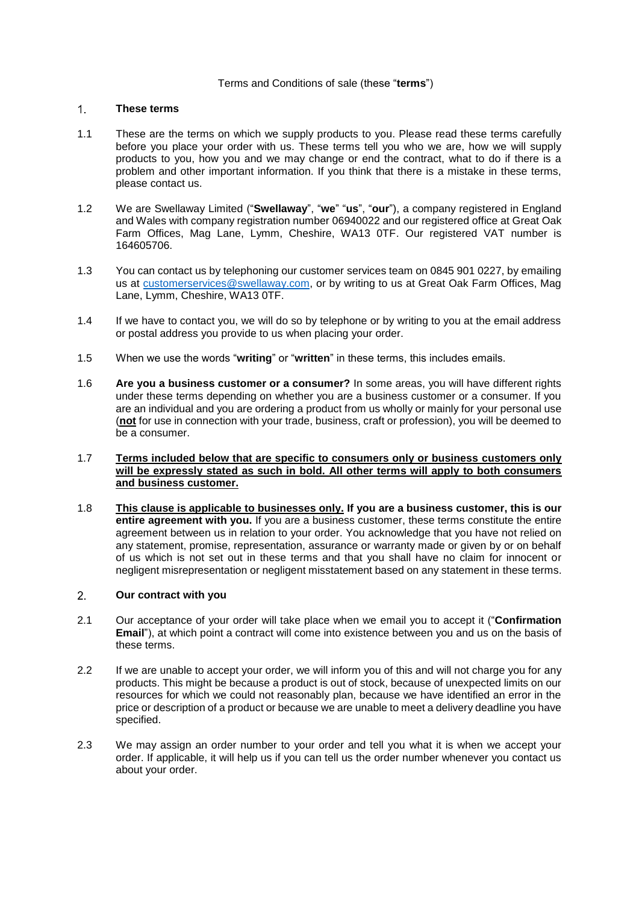Terms and Conditions of sale (these "**terms**")

## 1. These terms

1.1 These are the terms on which we supply products to you. Please read these terms carefully before you place your order with us. These terms tell you who we are, how we will supply products to you, how you and we may change or end the contract, what to do if there is a problem and other important information. If you think that there is a mistake in these terms, please contact us.

1.2 We are Swellaway Limited ("**Swellaway**", "**we**" "**us**", "**our**"), a company registered in England and Wales with company registration number 06940022 and our registered office at Great Oak Farm Offices, Mag Lane, Lymm, Cheshire, WA13 0TF. Our registered VAT number is 164605706.

1.3 You can contact us by telephoning our customer services team on 0845 901 0227, by emailing us at customerservices@swellaway.com, or by writing to us at Great Oak Farm Offices, Mag Lane, Lymm, Cheshire, WA13 0TF.

1.4 If we have to contact you, we will do so by telephone or by writing to you at the email address or postal address you provide to us when placing your order.

1.5 When we use the words "**writing**" or "**written**" in these terms, this includes emails.

1.6 **Are you a business customer or a consumer?** In some areas, you will have different rights under these terms depending on whether you are a business customer or a consumer. If you are an individual and you are ordering a product from us wholly or mainly for your personal use (**not** for use in connection with your trade, business, craft or profession), you will be deemed to be a consumer.

1.7 **Terms included below that are specific to consumers only or business customers only will be expressly stated as such in bold. All other terms will apply to both consumers and business customer.**

1.8 **This clause is applicable to businesses only. If you are a business customer, this is our entire agreement with you.** If you are a business customer, these terms constitute the entire agreement between us in relation to your order. You acknowledge that you have not relied on any statement, promise, representation, assurance or warranty made or given by or on behalf of us which is not set out in these terms and that you shall have no claim for innocent or negligent misrepresentation or negligent misstatement based on any statement in these terms.

## 2. Our contract with you

2.1 Our acceptance of your order will take place when we email you to accept it ("**Confirmation Email**"), at which point a contract will come into existence between you and us on the basis of these terms.

2.2 If we are unable to accept your order, we will inform you of this and will not charge you for any products. This might be because a product is out of stock, because of unexpected limits on our resources for which we could not reasonably plan, because we have identified an error in the price or description of a product or because we are unable to meet a delivery deadline you have specified.

2.3 We may assign an order number to your order and tell you what it is when we accept your order. If applicable, it will help us if you can tell us the order number whenever you contact us about your order.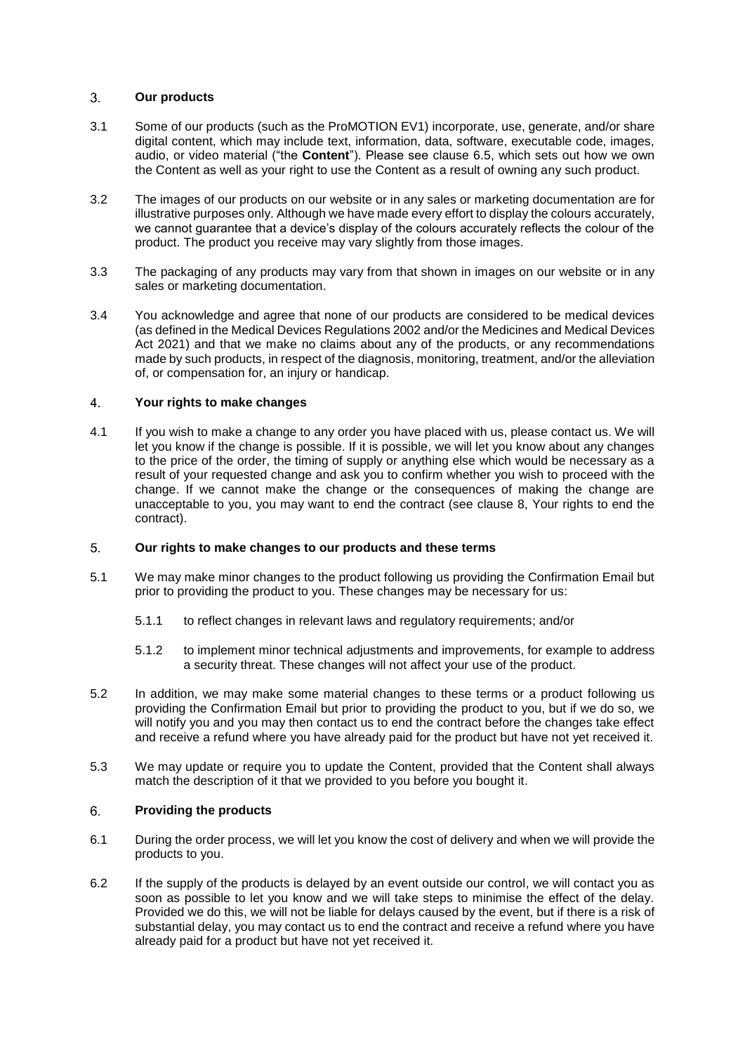## 3. Our products

3.1 Some of our products (such as the ProMOTION EV1) incorporate, use, generate, and/or share digital content, which may include text, information, data, software, executable code, images, audio, or video material ("the **Content**"). Please see clause 6.5, which sets out how we own the Content as well as your right to use the Content as a result of owning any such product.

3.2 The images of our products on our website or in any sales or marketing documentation are for illustrative purposes only. Although we have made every effort to display the colours accurately, we cannot guarantee that a device's display of the colours accurately reflects the colour of the product. The product you receive may vary slightly from those images.

3.3 The packaging of any products may vary from that shown in images on our website or in any sales or marketing documentation.

3.4 You acknowledge and agree that none of our products are considered to be medical devices (as defined in the Medical Devices Regulations 2002 and/or the Medicines and Medical Devices Act 2021) and that we make no claims about any of the products, or any recommendations made by such products, in respect of the diagnosis, monitoring, treatment, and/or the alleviation of, or compensation for, an injury or handicap.

## 4. Your rights to make changes

4.1 If you wish to make a change to any order you have placed with us, please contact us. We will let you know if the change is possible. If it is possible, we will let you know about any changes to the price of the order, the timing of supply or anything else which would be necessary as a result of your requested change and ask you to confirm whether you wish to proceed with the change. If we cannot make the change or the consequences of making the change are unacceptable to you, you may want to end the contract (see clause 8, Your rights to end the contract).

## 5. Our rights to make changes to our products and these terms

5.1 We may make minor changes to the product following us providing the Confirmation Email but prior to providing the product to you. These changes may be necessary for us:

5.1.1 to reflect changes in relevant laws and regulatory requirements; and/or

5.1.2 to implement minor technical adjustments and improvements, for example to address a security threat. These changes will not affect your use of the product.

5.2 In addition, we may make some material changes to these terms or a product following us providing the Confirmation Email but prior to providing the product to you, but if we do so, we will notify you and you may then contact us to end the contract before the changes take effect and receive a refund where you have already paid for the product but have not yet received it.

5.3 We may update or require you to update the Content, provided that the Content shall always match the description of it that we provided to you before you bought it.

## 6. Providing the products

6.1 During the order process, we will let you know the cost of delivery and when we will provide the products to you.

6.2 If the supply of the products is delayed by an event outside our control, we will contact you as soon as possible to let you know and we will take steps to minimise the effect of the delay. Provided we do this, we will not be liable for delays caused by the event, but if there is a risk of substantial delay, you may contact us to end the contract and receive a refund where you have already paid for a product but have not yet received it.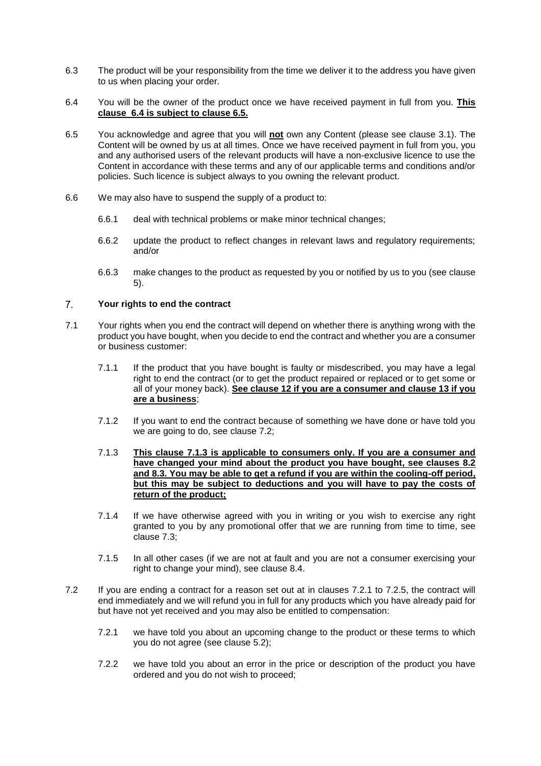6.3 The product will be your responsibility from the time we deliver it to the address you have given to us when placing your order.

6.4 You will be the owner of the product once we have received payment in full from you. **This clause 6.4 is subject to clause 6.5.**

6.5 You acknowledge and agree that you will **not** own any Content (please see clause 3.1). The Content will be owned by us at all times. Once we have received payment in full from you, you and any authorised users of the relevant products will have a non-exclusive licence to use the Content in accordance with these terms and any of our applicable terms and conditions and/or policies. Such licence is subject always to you owning the relevant product.

6.6 We may also have to suspend the supply of a product to:

6.6.1 deal with technical problems or make minor technical changes;

6.6.2 update the product to reflect changes in relevant laws and regulatory requirements; and/or

6.6.3 make changes to the product as requested by you or notified by us to you (see clause 5).

## 7. Your rights to end the contract

7.1 Your rights when you end the contract will depend on whether there is anything wrong with the product you have bought, when you decide to end the contract and whether you are a consumer or business customer:

7.1.1 If the product that you have bought is faulty or misdescribed, you may have a legal right to end the contract (or to get the product repaired or replaced or to get some or all of your money back). **See clause 12 if you are a consumer and clause 13 if you are a business**;

7.1.2 If you want to end the contract because of something we have done or have told you we are going to do, see clause 7.2;

7.1.3 **This clause 7.1.3 is applicable to consumers only. If you are a consumer and have changed your mind about the product you have bought, see clauses 8.2 and 8.3. You may be able to get a refund if you are within the cooling-off period, but this may be subject to deductions and you will have to pay the costs of return of the product;**

7.1.4 If we have otherwise agreed with you in writing or you wish to exercise any right granted to you by any promotional offer that we are running from time to time, see clause 7.3;

7.1.5 In all other cases (if we are not at fault and you are not a consumer exercising your right to change your mind), see clause 8.4.

7.2 If you are ending a contract for a reason set out at in clauses 7.2.1 to 7.2.5, the contract will end immediately and we will refund you in full for any products which you have already paid for but have not yet received and you may also be entitled to compensation:

7.2.1 we have told you about an upcoming change to the product or these terms to which you do not agree (see clause 5.2);

7.2.2 we have told you about an error in the price or description of the product you have ordered and you do not wish to proceed;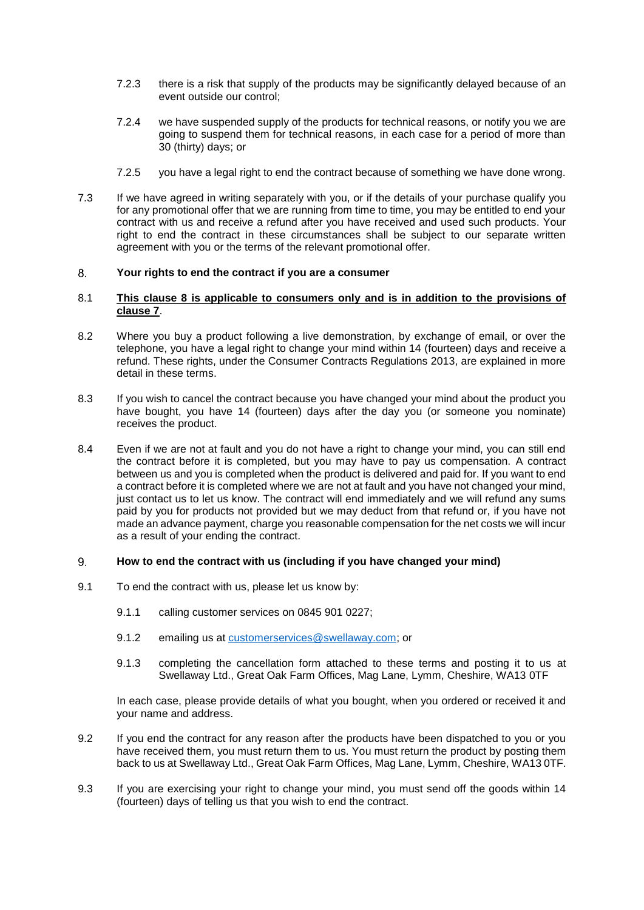7.2.3 there is a risk that supply of the products may be significantly delayed because of an event outside our control;

7.2.4 we have suspended supply of the products for technical reasons, or notify you we are going to suspend them for technical reasons, in each case for a period of more than 30 (thirty) days; or

7.2.5 you have a legal right to end the contract because of something we have done wrong.

7.3 If we have agreed in writing separately with you, or if the details of your purchase qualify you for any promotional offer that we are running from time to time, you may be entitled to end your contract with us and receive a refund after you have received and used such products. Your right to end the contract in these circumstances shall be subject to our separate written agreement with you or the terms of the relevant promotional offer.

## 8. Your rights to end the contract if you are a consumer

8.1 **<u>This clause 8 is applicable to consumers only and is in addition to the provisions of clause 7</u>**.

8.2 Where you buy a product following a live demonstration, by exchange of email, or over the telephone, you have a legal right to change your mind within 14 (fourteen) days and receive a refund. These rights, under the Consumer Contracts Regulations 2013, are explained in more detail in these terms.

8.3 If you wish to cancel the contract because you have changed your mind about the product you have bought, you have 14 (fourteen) days after the day you (or someone you nominate) receives the product.

8.4 Even if we are not at fault and you do not have a right to change your mind, you can still end the contract before it is completed, but you may have to pay us compensation. A contract between us and you is completed when the product is delivered and paid for. If you want to end a contract before it is completed where we are not at fault and you have not changed your mind, just contact us to let us know. The contract will end immediately and we will refund any sums paid by you for products not provided but we may deduct from that refund or, if you have not made an advance payment, charge you reasonable compensation for the net costs we will incur as a result of your ending the contract.

## 9. How to end the contract with us (including if you have changed your mind)

9.1 To end the contract with us, please let us know by:

9.1.1 calling customer services on 0845 901 0227;

9.1.2 emailing us at customerservices@swellaway.com; or

9.1.3 completing the cancellation form attached to these terms and posting it to us at Swellaway Ltd., Great Oak Farm Offices, Mag Lane, Lymm, Cheshire, WA13 0TF

In each case, please provide details of what you bought, when you ordered or received it and your name and address.

9.2 If you end the contract for any reason after the products have been dispatched to you or you have received them, you must return them to us. You must return the product by posting them back to us at Swellaway Ltd., Great Oak Farm Offices, Mag Lane, Lymm, Cheshire, WA13 0TF.

9.3 If you are exercising your right to change your mind, you must send off the goods within 14 (fourteen) days of telling us that you wish to end the contract.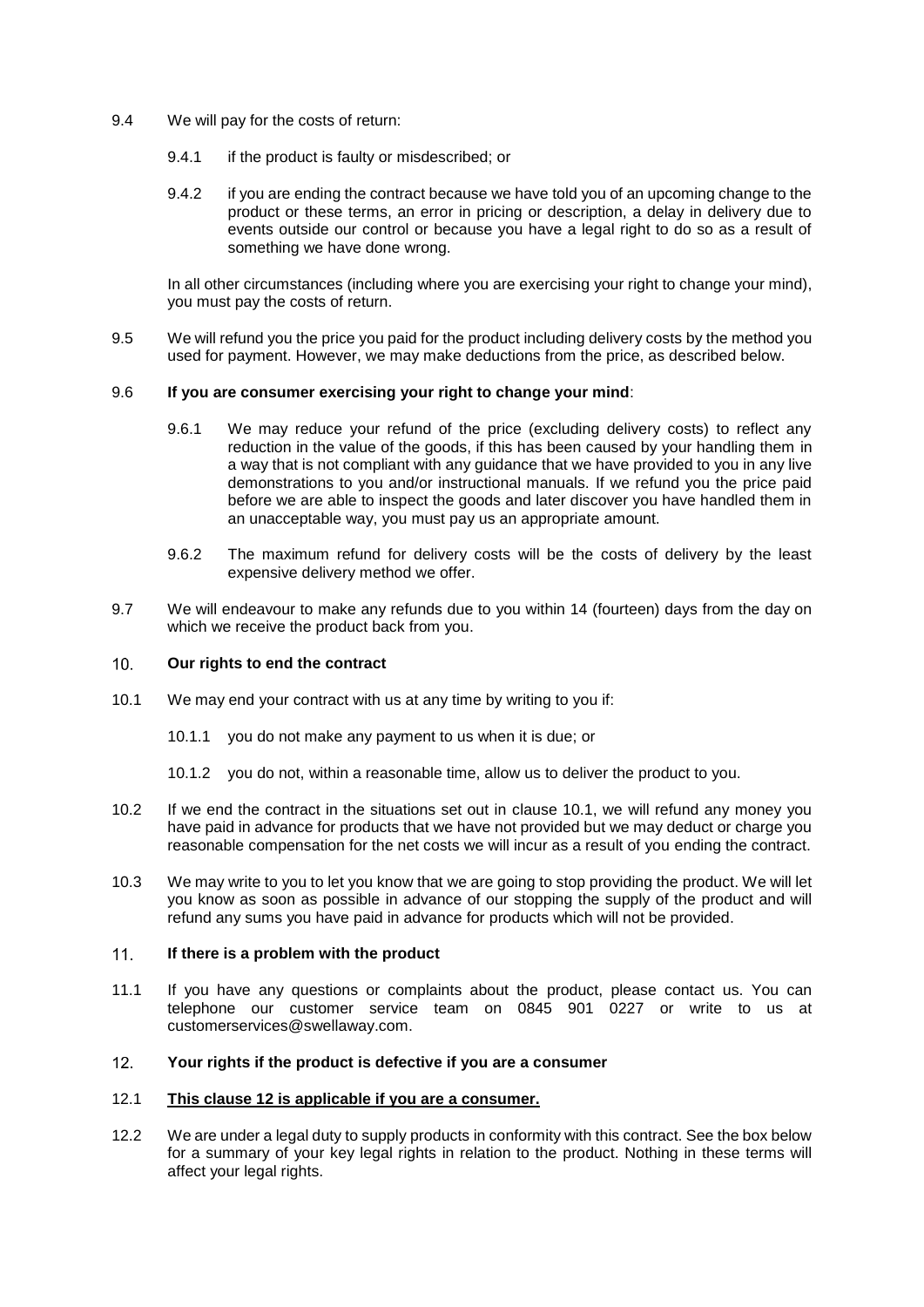9.4 We will pay for the costs of return:

9.4.1 if the product is faulty or misdescribed; or

9.4.2 if you are ending the contract because we have told you of an upcoming change to the product or these terms, an error in pricing or description, a delay in delivery due to events outside our control or because you have a legal right to do so as a result of something we have done wrong.

In all other circumstances (including where you are exercising your right to change your mind), you must pay the costs of return.

9.5 We will refund you the price you paid for the product including delivery costs by the method you used for payment. However, we may make deductions from the price, as described below.

9.6 **If you are consumer exercising your right to change your mind**:

9.6.1 We may reduce your refund of the price (excluding delivery costs) to reflect any reduction in the value of the goods, if this has been caused by your handling them in a way that is not compliant with any guidance that we have provided to you in any live demonstrations to you and/or instructional manuals. If we refund you the price paid before we are able to inspect the goods and later discover you have handled them in an unacceptable way, you must pay us an appropriate amount.

9.6.2 The maximum refund for delivery costs will be the costs of delivery by the least expensive delivery method we offer.

9.7 We will endeavour to make any refunds due to you within 14 (fourteen) days from the day on which we receive the product back from you.

## 10. Our rights to end the contract

10.1 We may end your contract with us at any time by writing to you if:

10.1.1 you do not make any payment to us when it is due; or

10.1.2 you do not, within a reasonable time, allow us to deliver the product to you.

10.2 If we end the contract in the situations set out in clause 10.1, we will refund any money you have paid in advance for products that we have not provided but we may deduct or charge you reasonable compensation for the net costs we will incur as a result of you ending the contract.

10.3 We may write to you to let you know that we are going to stop providing the product. We will let you know as soon as possible in advance of our stopping the supply of the product and will refund any sums you have paid in advance for products which will not be provided.

## 11. If there is a problem with the product

11.1 If you have any questions or complaints about the product, please contact us. You can telephone our customer service team on 0845 901 0227 or write to us at customerservices@swellaway.com.

## 12. Your rights if the product is defective if you are a consumer

12.1 **This clause 12 is applicable if you are a consumer.**

12.2 We are under a legal duty to supply products in conformity with this contract. See the box below for a summary of your key legal rights in relation to the product. Nothing in these terms will affect your legal rights.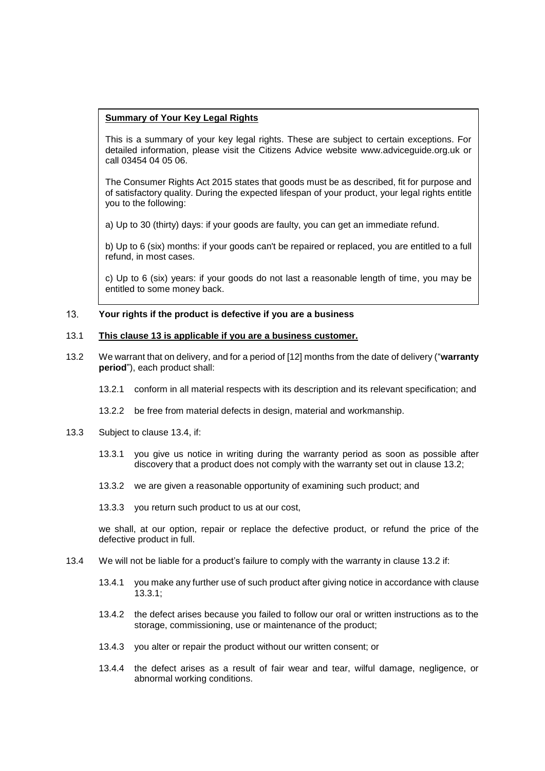**Summary of Your Key Legal Rights**

This is a summary of your key legal rights. These are subject to certain exceptions. For detailed information, please visit the Citizens Advice website www.adviceguide.org.uk or call 03454 04 05 06.

The Consumer Rights Act 2015 states that goods must be as described, fit for purpose and of satisfactory quality. During the expected lifespan of your product, your legal rights entitle you to the following:

a) Up to 30 (thirty) days: if your goods are faulty, you can get an immediate refund.

b) Up to 6 (six) months: if your goods can't be repaired or replaced, you are entitled to a full refund, in most cases.

c) Up to 6 (six) years: if your goods do not last a reasonable length of time, you may be entitled to some money back.

## 13. Your rights if the product is defective if you are a business

13.1 **This clause 13 is applicable if you are a business customer.**

13.2 We warrant that on delivery, and for a period of [12] months from the date of delivery ("**warranty period**"), each product shall:

13.2.1 conform in all material respects with its description and its relevant specification; and

13.2.2 be free from material defects in design, material and workmanship.

13.3 Subject to clause 13.4, if:

13.3.1 you give us notice in writing during the warranty period as soon as possible after discovery that a product does not comply with the warranty set out in clause 13.2;

13.3.2 we are given a reasonable opportunity of examining such product; and

13.3.3 you return such product to us at our cost,

we shall, at our option, repair or replace the defective product, or refund the price of the defective product in full.

13.4 We will not be liable for a product's failure to comply with the warranty in clause 13.2 if:

13.4.1 you make any further use of such product after giving notice in accordance with clause 13.3.1;

13.4.2 the defect arises because you failed to follow our oral or written instructions as to the storage, commissioning, use or maintenance of the product;

13.4.3 you alter or repair the product without our written consent; or

13.4.4 the defect arises as a result of fair wear and tear, wilful damage, negligence, or abnormal working conditions.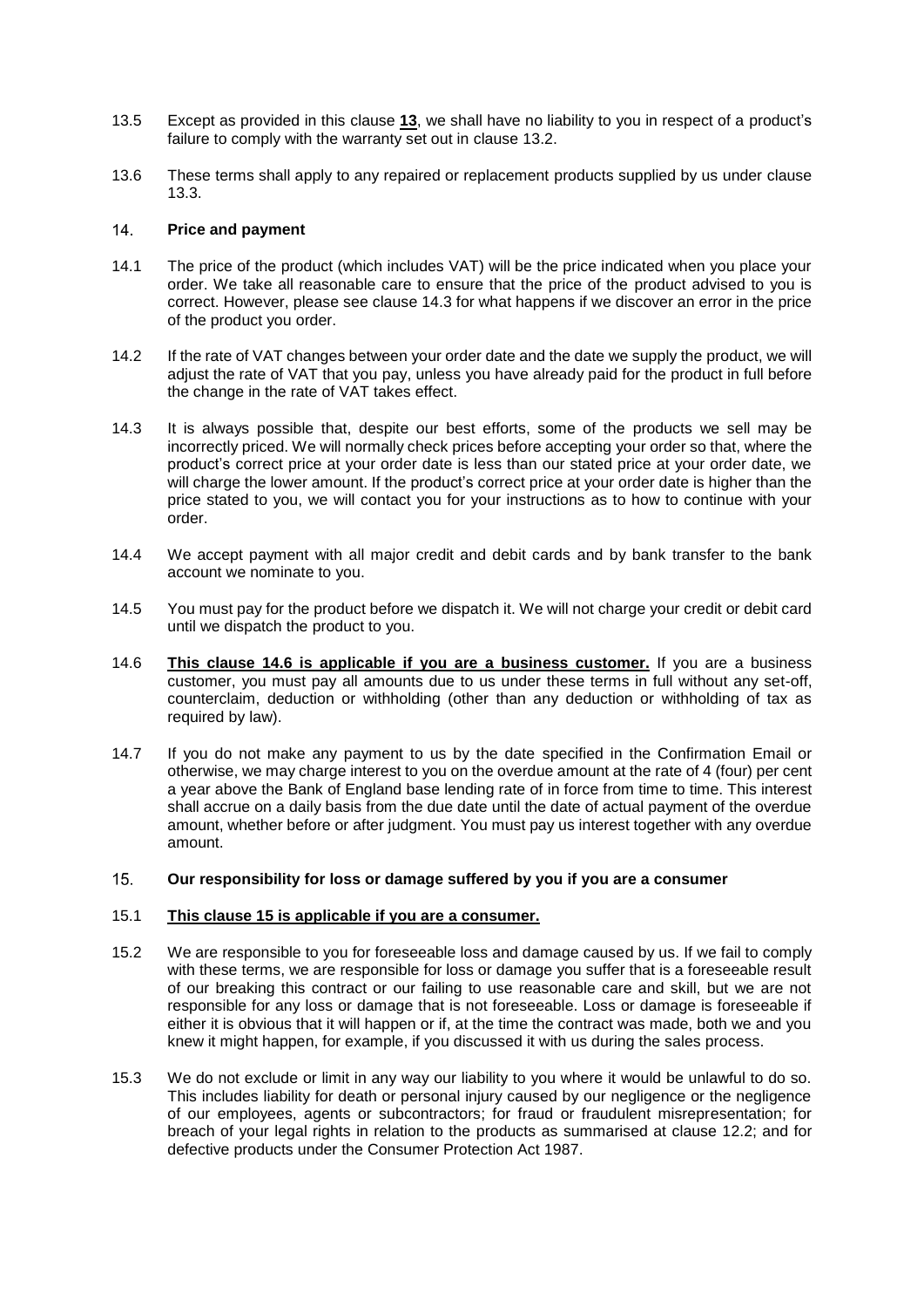13.5 Except as provided in this clause **13**, we shall have no liability to you in respect of a product's failure to comply with the warranty set out in clause 13.2.

13.6 These terms shall apply to any repaired or replacement products supplied by us under clause 13.3.

## 14. Price and payment

14.1 The price of the product (which includes VAT) will be the price indicated when you place your order. We take all reasonable care to ensure that the price of the product advised to you is correct. However, please see clause 14.3 for what happens if we discover an error in the price of the product you order.

14.2 If the rate of VAT changes between your order date and the date we supply the product, we will adjust the rate of VAT that you pay, unless you have already paid for the product in full before the change in the rate of VAT takes effect.

14.3 It is always possible that, despite our best efforts, some of the products we sell may be incorrectly priced. We will normally check prices before accepting your order so that, where the product's correct price at your order date is less than our stated price at your order date, we will charge the lower amount. If the product's correct price at your order date is higher than the price stated to you, we will contact you for your instructions as to how to continue with your order.

14.4 We accept payment with all major credit and debit cards and by bank transfer to the bank account we nominate to you.

14.5 You must pay for the product before we dispatch it. We will not charge your credit or debit card until we dispatch the product to you.

14.6 **This clause 14.6 is applicable if you are a business customer.** If you are a business customer, you must pay all amounts due to us under these terms in full without any set-off, counterclaim, deduction or withholding (other than any deduction or withholding of tax as required by law).

14.7 If you do not make any payment to us by the date specified in the Confirmation Email or otherwise, we may charge interest to you on the overdue amount at the rate of 4 (four) per cent a year above the Bank of England base lending rate of in force from time to time. This interest shall accrue on a daily basis from the due date until the date of actual payment of the overdue amount, whether before or after judgment. You must pay us interest together with any overdue amount.

## 15. Our responsibility for loss or damage suffered by you if you are a consumer

15.1 **This clause 15 is applicable if you are a consumer.**

15.2 We are responsible to you for foreseeable loss and damage caused by us. If we fail to comply with these terms, we are responsible for loss or damage you suffer that is a foreseeable result of our breaking this contract or our failing to use reasonable care and skill, but we are not responsible for any loss or damage that is not foreseeable. Loss or damage is foreseeable if either it is obvious that it will happen or if, at the time the contract was made, both we and you knew it might happen, for example, if you discussed it with us during the sales process.

15.3 We do not exclude or limit in any way our liability to you where it would be unlawful to do so. This includes liability for death or personal injury caused by our negligence or the negligence of our employees, agents or subcontractors; for fraud or fraudulent misrepresentation; for breach of your legal rights in relation to the products as summarised at clause 12.2; and for defective products under the Consumer Protection Act 1987.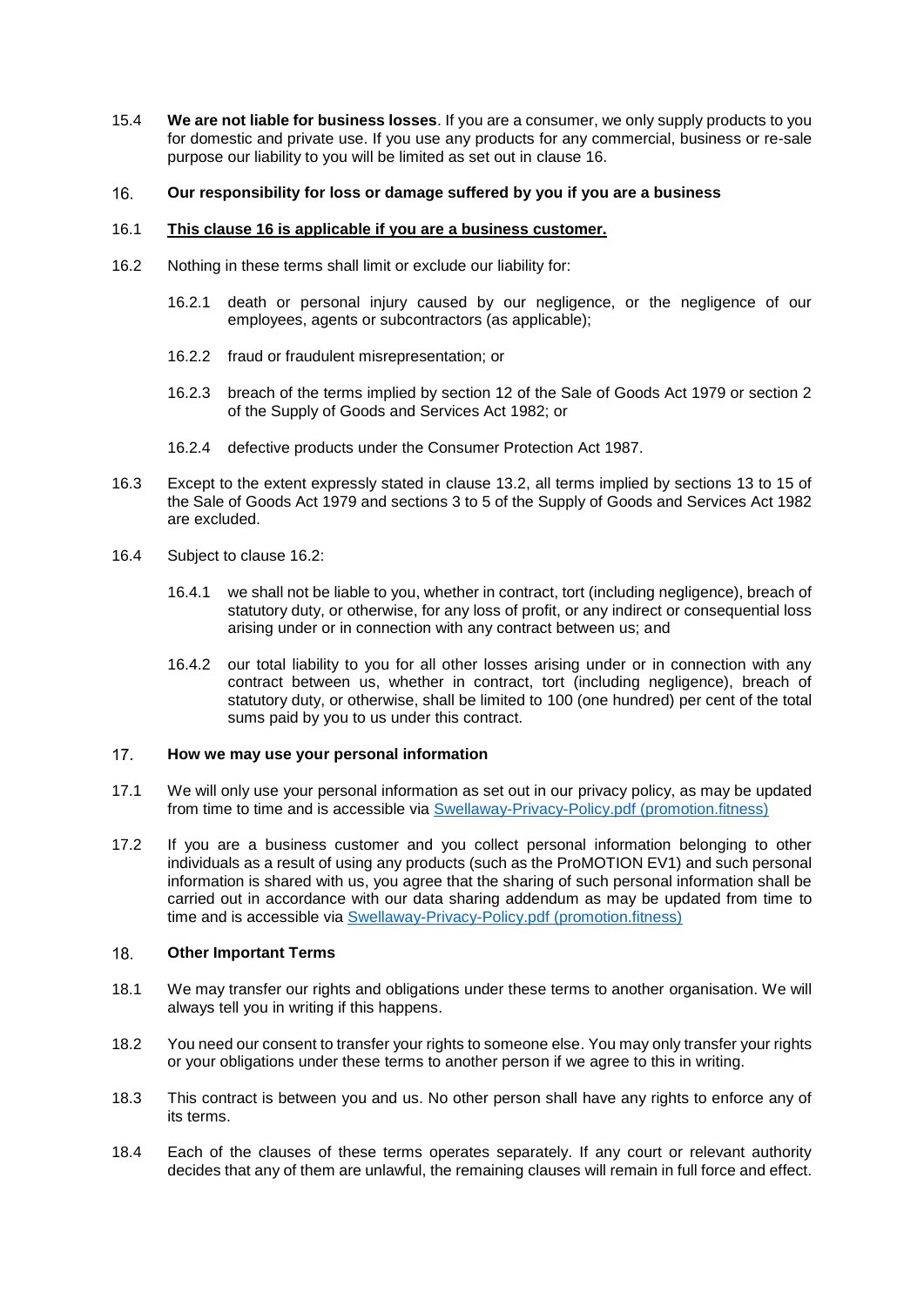15.4 **We are not liable for business losses**. If you are a consumer, we only supply products to you for domestic and private use. If you use any products for any commercial, business or re-sale purpose our liability to you will be limited as set out in clause 16.

## 16. Our responsibility for loss or damage suffered by you if you are a business

16.1 **<u>This clause 16 is applicable if you are a business customer.</u>**

16.2 Nothing in these terms shall limit or exclude our liability for:

16.2.1 death or personal injury caused by our negligence, or the negligence of our employees, agents or subcontractors (as applicable);

16.2.2 fraud or fraudulent misrepresentation; or

16.2.3 breach of the terms implied by section 12 of the Sale of Goods Act 1979 or section 2 of the Supply of Goods and Services Act 1982; or

16.2.4 defective products under the Consumer Protection Act 1987.

16.3 Except to the extent expressly stated in clause 13.2, all terms implied by sections 13 to 15 of the Sale of Goods Act 1979 and sections 3 to 5 of the Supply of Goods and Services Act 1982 are excluded.

16.4 Subject to clause 16.2:

16.4.1 we shall not be liable to you, whether in contract, tort (including negligence), breach of statutory duty, or otherwise, for any loss of profit, or any indirect or consequential loss arising under or in connection with any contract between us; and

16.4.2 our total liability to you for all other losses arising under or in connection with any contract between us, whether in contract, tort (including negligence), breach of statutory duty, or otherwise, shall be limited to 100 (one hundred) per cent of the total sums paid by you to us under this contract.

## 17. How we may use your personal information

17.1 We will only use your personal information as set out in our privacy policy, as may be updated from time to time and is accessible via Swellaway-Privacy-Policy.pdf (promotion.fitness)

17.2 If you are a business customer and you collect personal information belonging to other individuals as a result of using any products (such as the ProMOTION EV1) and such personal information is shared with us, you agree that the sharing of such personal information shall be carried out in accordance with our data sharing addendum as may be updated from time to time and is accessible via Swellaway-Privacy-Policy.pdf (promotion.fitness)

## 18. Other Important Terms

18.1 We may transfer our rights and obligations under these terms to another organisation. We will always tell you in writing if this happens.

18.2 You need our consent to transfer your rights to someone else. You may only transfer your rights or your obligations under these terms to another person if we agree to this in writing.

18.3 This contract is between you and us. No other person shall have any rights to enforce any of its terms.

18.4 Each of the clauses of these terms operates separately. If any court or relevant authority decides that any of them are unlawful, the remaining clauses will remain in full force and effect.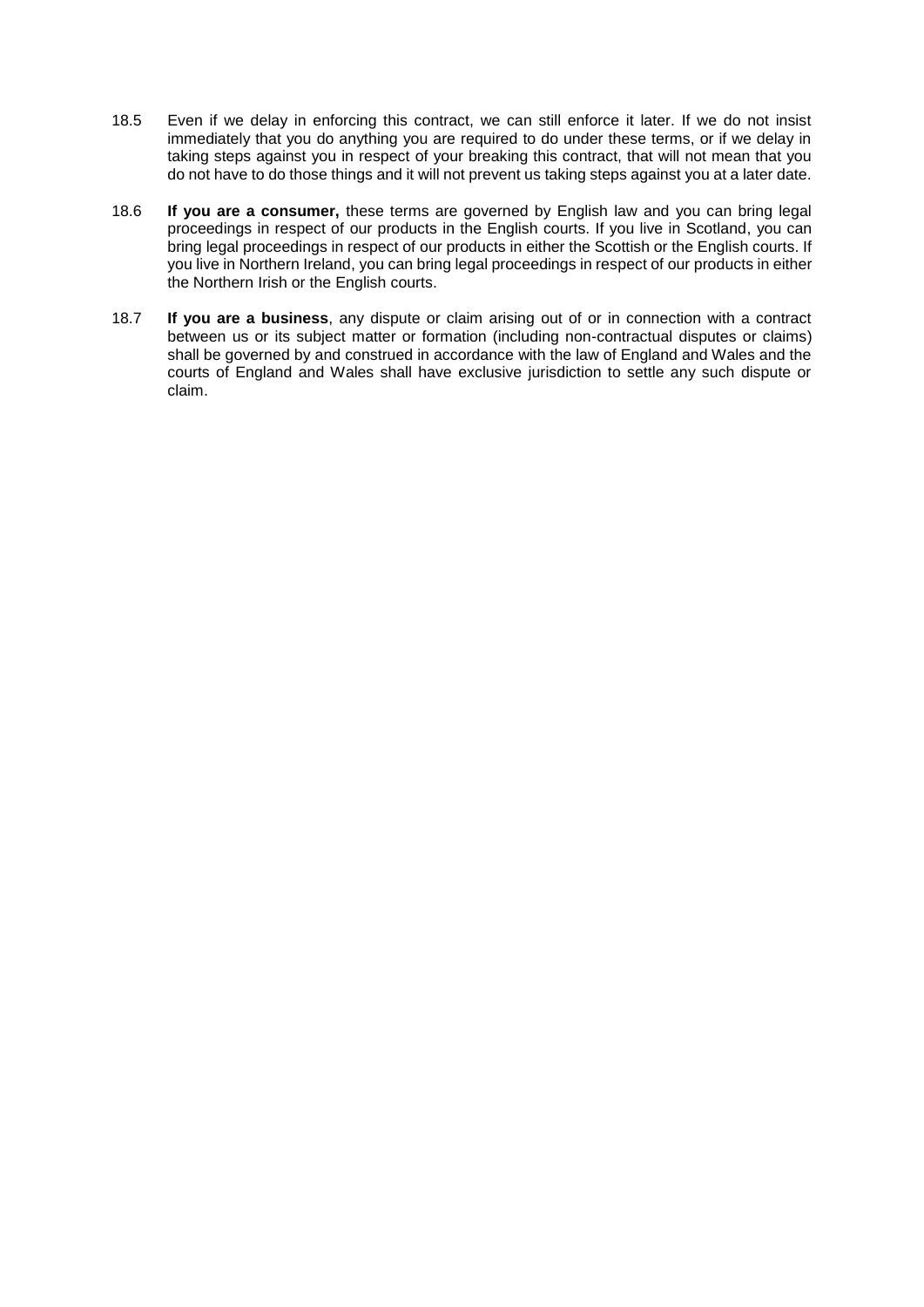18.5 Even if we delay in enforcing this contract, we can still enforce it later. If we do not insist immediately that you do anything you are required to do under these terms, or if we delay in taking steps against you in respect of your breaking this contract, that will not mean that you do not have to do those things and it will not prevent us taking steps against you at a later date.

18.6 **If you are a consumer,** these terms are governed by English law and you can bring legal proceedings in respect of our products in the English courts. If you live in Scotland, you can bring legal proceedings in respect of our products in either the Scottish or the English courts. If you live in Northern Ireland, you can bring legal proceedings in respect of our products in either the Northern Irish or the English courts.

18.7 **If you are a business**, any dispute or claim arising out of or in connection with a contract between us or its subject matter or formation (including non-contractual disputes or claims) shall be governed by and construed in accordance with the law of England and Wales and the courts of England and Wales shall have exclusive jurisdiction to settle any such dispute or claim.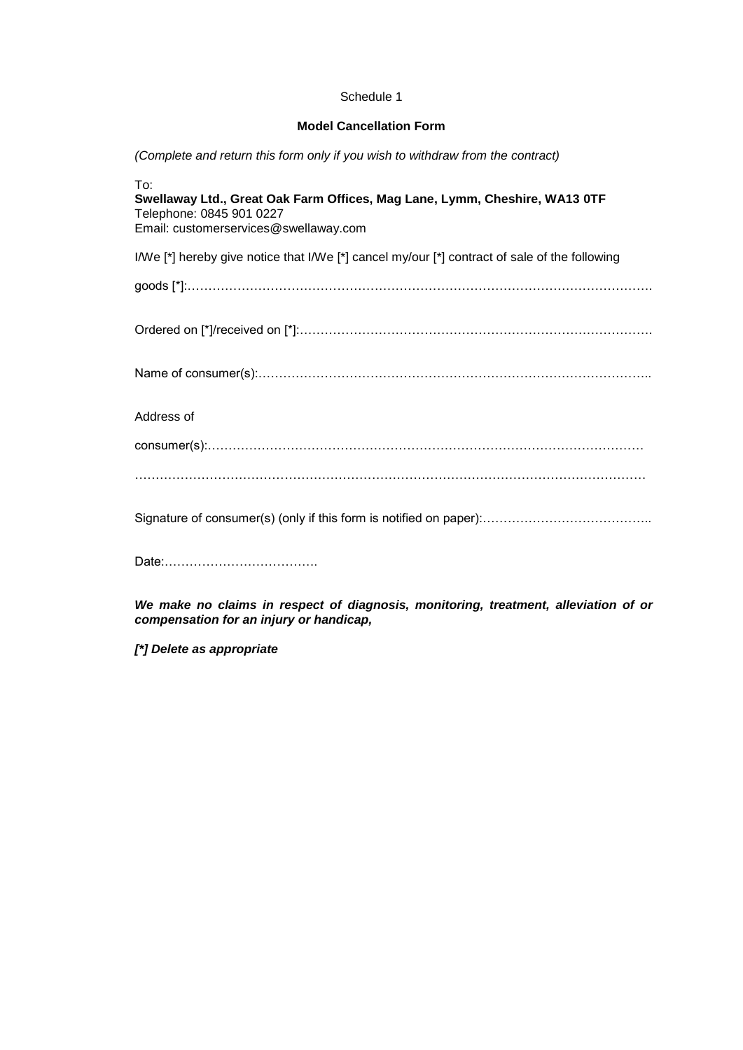Schedule 1

**Model Cancellation Form**

*(Complete and return this form only if you wish to withdraw from the contract)*

To:
**Swellaway Ltd., Great Oak Farm Offices, Mag Lane, Lymm, Cheshire, WA13 0TF**
Telephone: 0845 901 0227
Email: customerservices@swellaway.com

I/We [*] hereby give notice that I/We [*] cancel my/our [*] contract of sale of the following

goods [*]:……………………………………………………………………………………………….

Ordered on [*]/received on [*]:……………………………………………………………………….

Name of consumer(s):………………………………………………………………………………..

Address of

consumer(s):…………………………………………………………………………………………

……………………………………………………………………………………………………………

Signature of consumer(s) (only if this form is notified on paper):…………………………………..

Date:……………………………….

***We make no claims in respect of diagnosis, monitoring, treatment, alleviation of or compensation for an injury or handicap,***

***[*] Delete as appropriate***